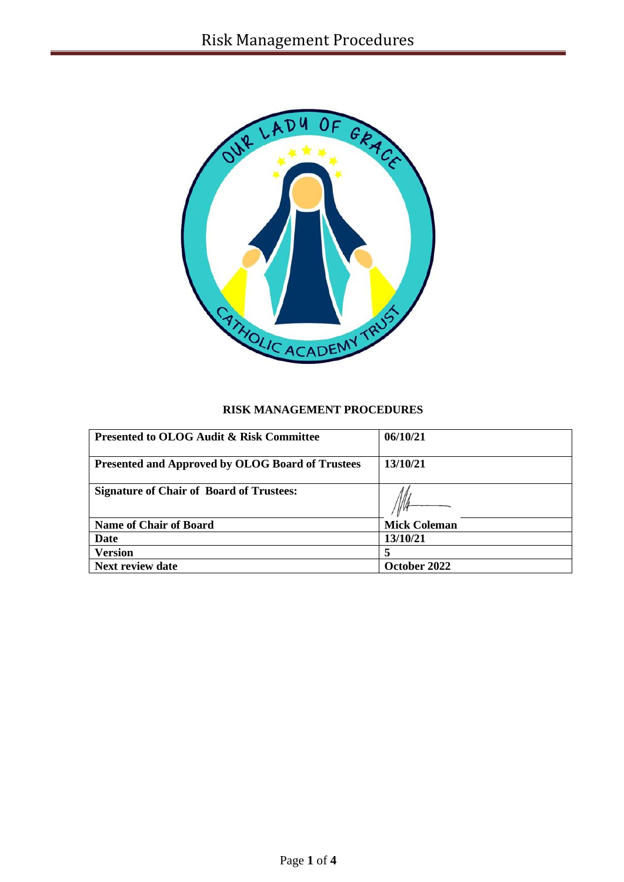# RISK MANAGEMENT PROCEDURES

| Presented to OLOG Audit & Risk Committee | 06/10/21 |
|---|---|
| Presented and Approved by OLOG Board of Trustees | 13/10/21 |
| Signature of Chair of Board of Trustees: | |
| Name of Chair of Board | Mick Coleman |
| Date | 13/10/21 |
| Version | 5 |
| Next review date | October 2022 |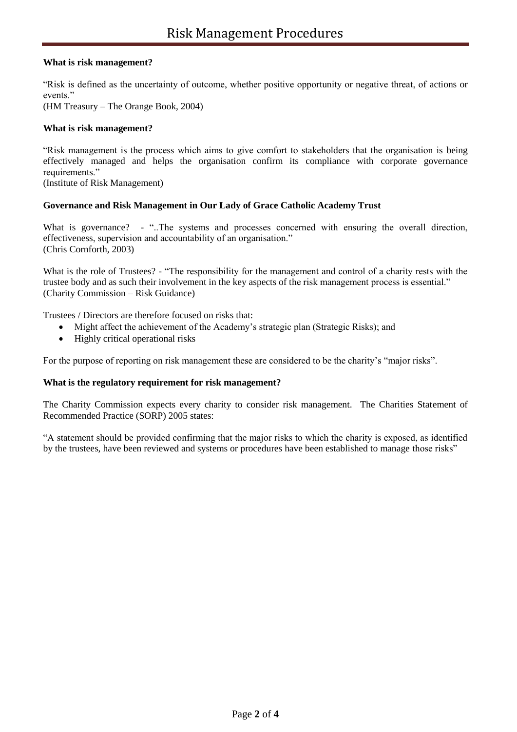**What is risk management?**

"Risk is defined as the uncertainty of outcome, whether positive opportunity or negative threat, of actions or events."
(HM Treasury – The Orange Book, 2004)

**What is risk management?**

"Risk management is the process which aims to give comfort to stakeholders that the organisation is being effectively managed and helps the organisation confirm its compliance with corporate governance requirements."
(Institute of Risk Management)

**Governance and Risk Management in Our Lady of Grace Catholic Academy Trust**

What is governance? - "..The systems and processes concerned with ensuring the overall direction, effectiveness, supervision and accountability of an organisation."
(Chris Cornforth, 2003)

What is the role of Trustees? - "The responsibility for the management and control of a charity rests with the trustee body and as such their involvement in the key aspects of the risk management process is essential."
(Charity Commission – Risk Guidance)

Trustees / Directors are therefore focused on risks that:

- Might affect the achievement of the Academy's strategic plan (Strategic Risks); and
- Highly critical operational risks

For the purpose of reporting on risk management these are considered to be the charity's "major risks".

**What is the regulatory requirement for risk management?**

The Charity Commission expects every charity to consider risk management. The Charities Statement of Recommended Practice (SORP) 2005 states:

"A statement should be provided confirming that the major risks to which the charity is exposed, as identified by the trustees, have been reviewed and systems or procedures have been established to manage those risks"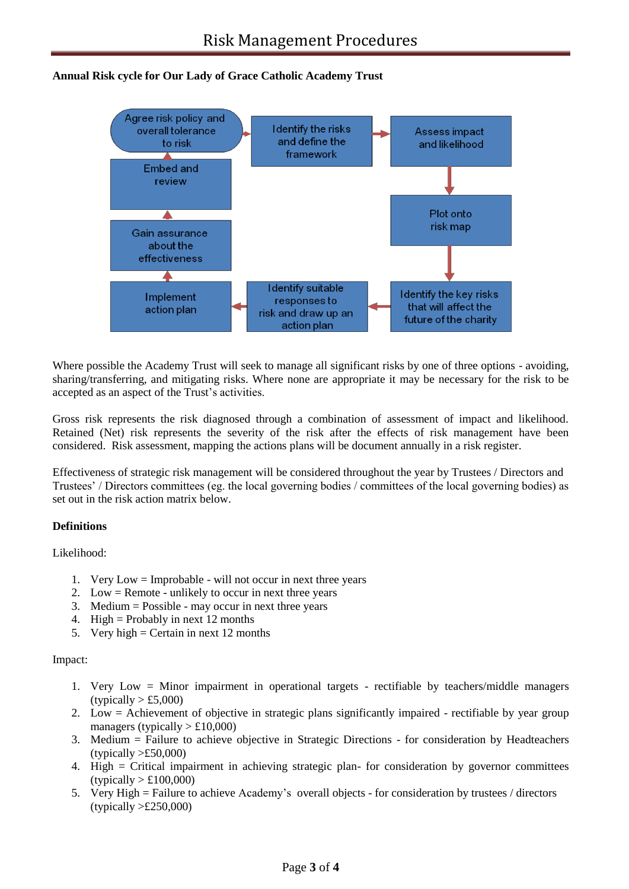**Annual Risk cycle for Our Lady of Grace Catholic Academy Trust**

Agree risk policy and overall tolerance to risk → Identify the risks and define the framework → Assess impact and likelihood → Plot onto risk map → Identify the key risks that will affect the future of the charity → Identify suitable responses to risk and draw up an action plan → Implement action plan → Gain assurance about the effectiveness → Embed and review → Agree risk policy and overall tolerance to risk

Where possible the Academy Trust will seek to manage all significant risks by one of three options - avoiding, sharing/transferring, and mitigating risks. Where none are appropriate it may be necessary for the risk to be accepted as an aspect of the Trust's activities.

Gross risk represents the risk diagnosed through a combination of assessment of impact and likelihood. Retained (Net) risk represents the severity of the risk after the effects of risk management have been considered. Risk assessment, mapping the actions plans will be document annually in a risk register.

Effectiveness of strategic risk management will be considered throughout the year by Trustees / Directors and Trustees' / Directors committees (eg. the local governing bodies / committees of the local governing bodies) as set out in the risk action matrix below.

**Definitions**

Likelihood:

1. Very Low = Improbable - will not occur in next three years
2. Low = Remote - unlikely to occur in next three years
3. Medium = Possible - may occur in next three years
4. High = Probably in next 12 months
5. Very high = Certain in next 12 months

Impact:

1. Very Low = Minor impairment in operational targets - rectifiable by teachers/middle managers (typically > £5,000)
2. Low = Achievement of objective in strategic plans significantly impaired - rectifiable by year group managers (typically > £10,000)
3. Medium = Failure to achieve objective in Strategic Directions - for consideration by Headteachers (typically >£50,000)
4. High = Critical impairment in achieving strategic plan- for consideration by governor committees (typically > £100,000)
5. Very High = Failure to achieve Academy's overall objects - for consideration by trustees / directors (typically >£250,000)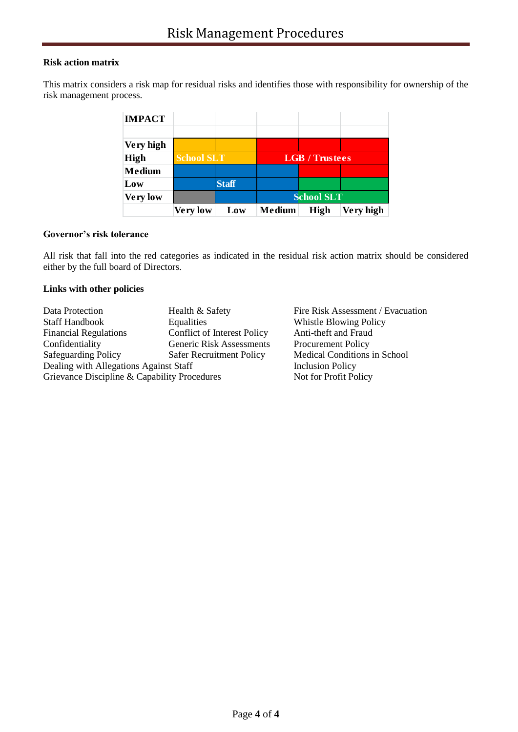### Risk action matrix

This matrix considers a risk map for residual risks and identifies those with responsibility for ownership of the risk management process.

| IMPACT | | | | | |
|---|---|---|---|---|---|
| | | | | | |
| Very high | | | | | |
| High | School SLT | | LGB / Trustees | | |
| Medium | | | | | |
| Low | | Staff | | | |
| Very low | | | School SLT | | |
| | Very low | Low | Medium | High | Very high |

### Governor's risk tolerance

All risk that fall into the red categories as indicated in the residual risk action matrix should be considered either by the full board of Directors.

### Links with other policies

Data Protection
Staff Handbook
Financial Regulations
Confidentiality
Safeguarding Policy
Dealing with Allegations Against Staff
Grievance Discipline & Capability Procedures
Health & Safety
Equalities
Conflict of Interest Policy
Generic Risk Assessments
Safer Recruitment Policy
Fire Risk Assessment / Evacuation
Whistle Blowing Policy
Anti-theft and Fraud
Procurement Policy
Medical Conditions in School
Inclusion Policy
Not for Profit Policy